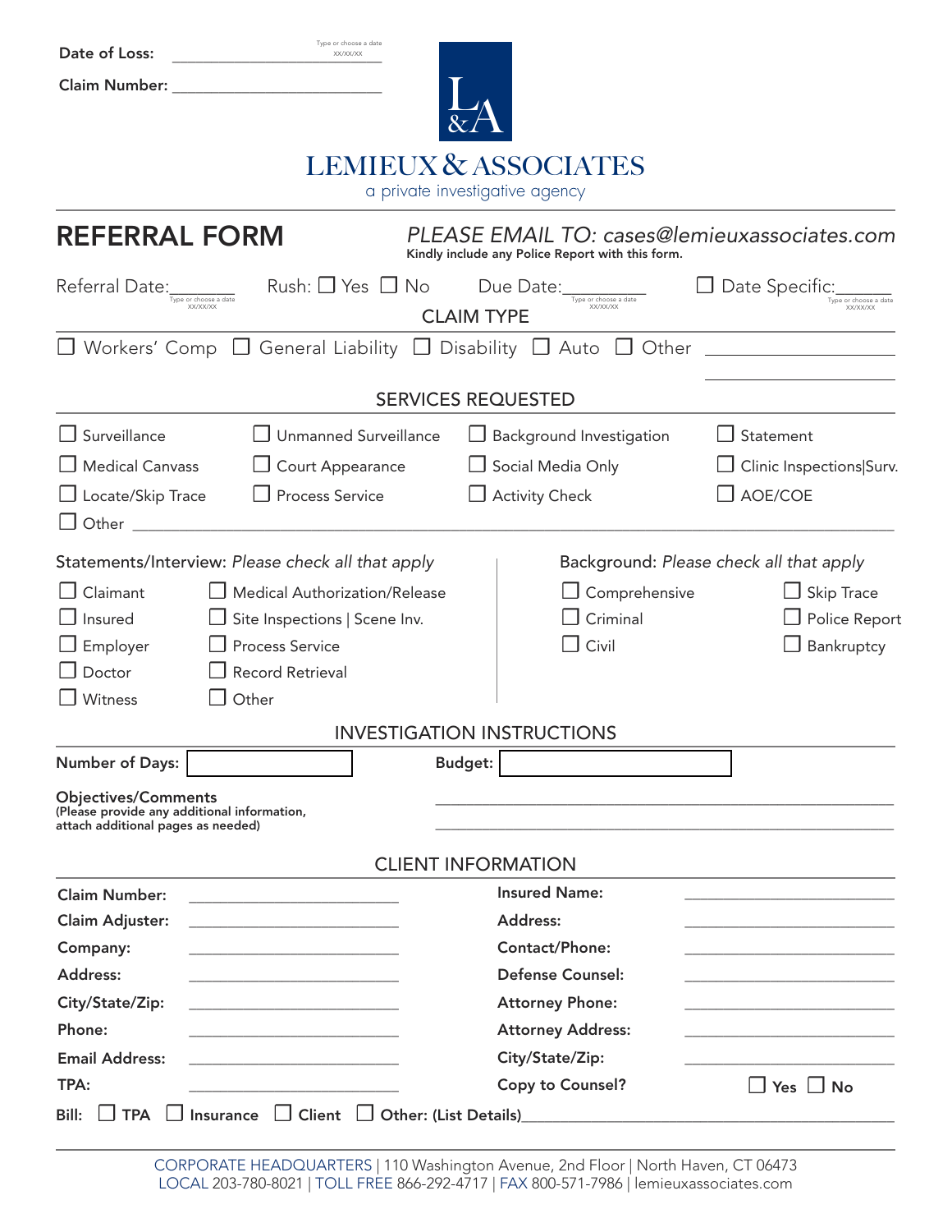Date of Loss: ______________________ Type or choose a date XX/XX/XX

Claim Number: ______________________

LEMIEUX & ASSOCIATES
a private investigative agency

# REFERRAL FORM

*PLEASE EMAIL TO: cases@lemieuxassociates.com*
**Kindly include any Police Report with this form.**

Referral Date:_______ (Type or choose a date XX/XX/XX) Rush: ☐ Yes ☐ No Due Date:_________ (Type or choose a date XX/XX/XX) ☐ Date Specific:______ (Type or choose a date XX/XX/XX)

## CLAIM TYPE

☐ Workers' Comp ☐ General Liability ☐ Disability ☐ Auto ☐ Other ________________

## SERVICES REQUESTED

☐ Surveillance ☐ Unmanned Surveillance ☐ Background Investigation ☐ Statement

☐ Medical Canvass ☐ Court Appearance ☐ Social Media Only ☐ Clinic Inspections|Surv.

☐ Locate/Skip Trace ☐ Process Service ☐ Activity Check ☐ AOE/COE

☐ Other ________________________________________________

Statements/Interview: *Please check all that apply*

☐ Claimant ☐ Medical Authorization/Release

☐ Insured ☐ Site Inspections | Scene Inv.

☐ Employer ☐ Process Service

☐ Doctor ☐ Record Retrieval

☐ Witness ☐ Other

Background: *Please check all that apply*

☐ Comprehensive ☐ Skip Trace

☐ Criminal ☐ Police Report

☐ Civil ☐ Bankruptcy

## INVESTIGATION INSTRUCTIONS

**Number of Days:** [ ] **Budget:** [ ]

**Objectives/Comments**
**(Please provide any additional information, attach additional pages as needed)** ________________________________

## CLIENT INFORMATION

**Claim Number:** ________________ **Insured Name:** ________________

**Claim Adjuster:** ________________ **Address:** ________________

**Company:** ________________ **Contact/Phone:** ________________

**Address:** ________________ **Defense Counsel:** ________________

**City/State/Zip:** ________________ **Attorney Phone:** ________________

**Phone:** ________________ **Attorney Address:** ________________

**Email Address:** ________________ **City/State/Zip:** ________________

**TPA:** ________________ **Copy to Counsel?** ☐ Yes ☐ No

**Bill:** ☐ **TPA** ☐ **Insurance** ☐ **Client** ☐ **Other: (List Details)**________________________________

CORPORATE HEADQUARTERS | 110 Washington Avenue, 2nd Floor | North Haven, CT 06473
LOCAL 203-780-8021 | TOLL FREE 866-292-4717 | FAX 800-571-7986 | lemieuxassociates.com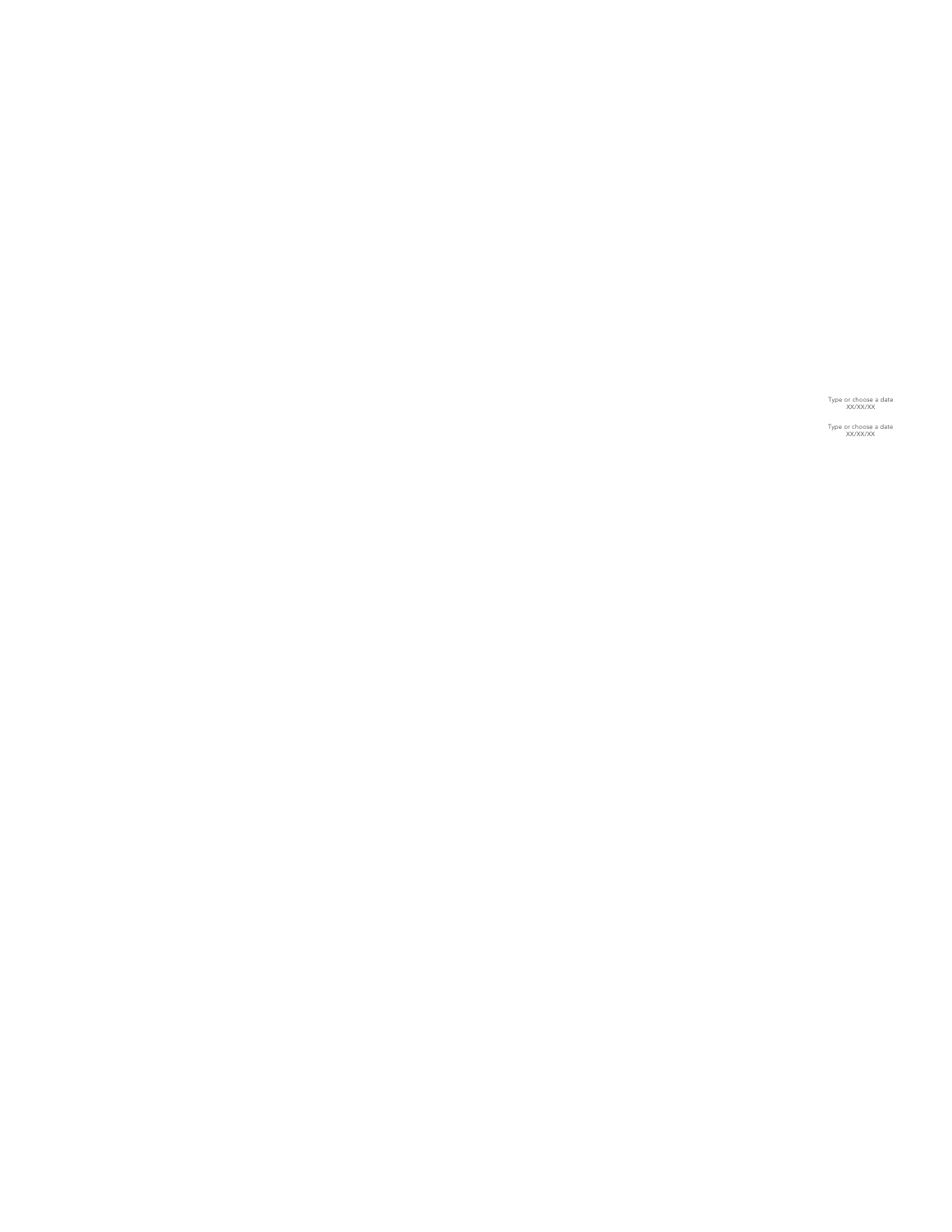Type or choose a date
XX/XX/XX

Type or choose a date
XX/XX/XX